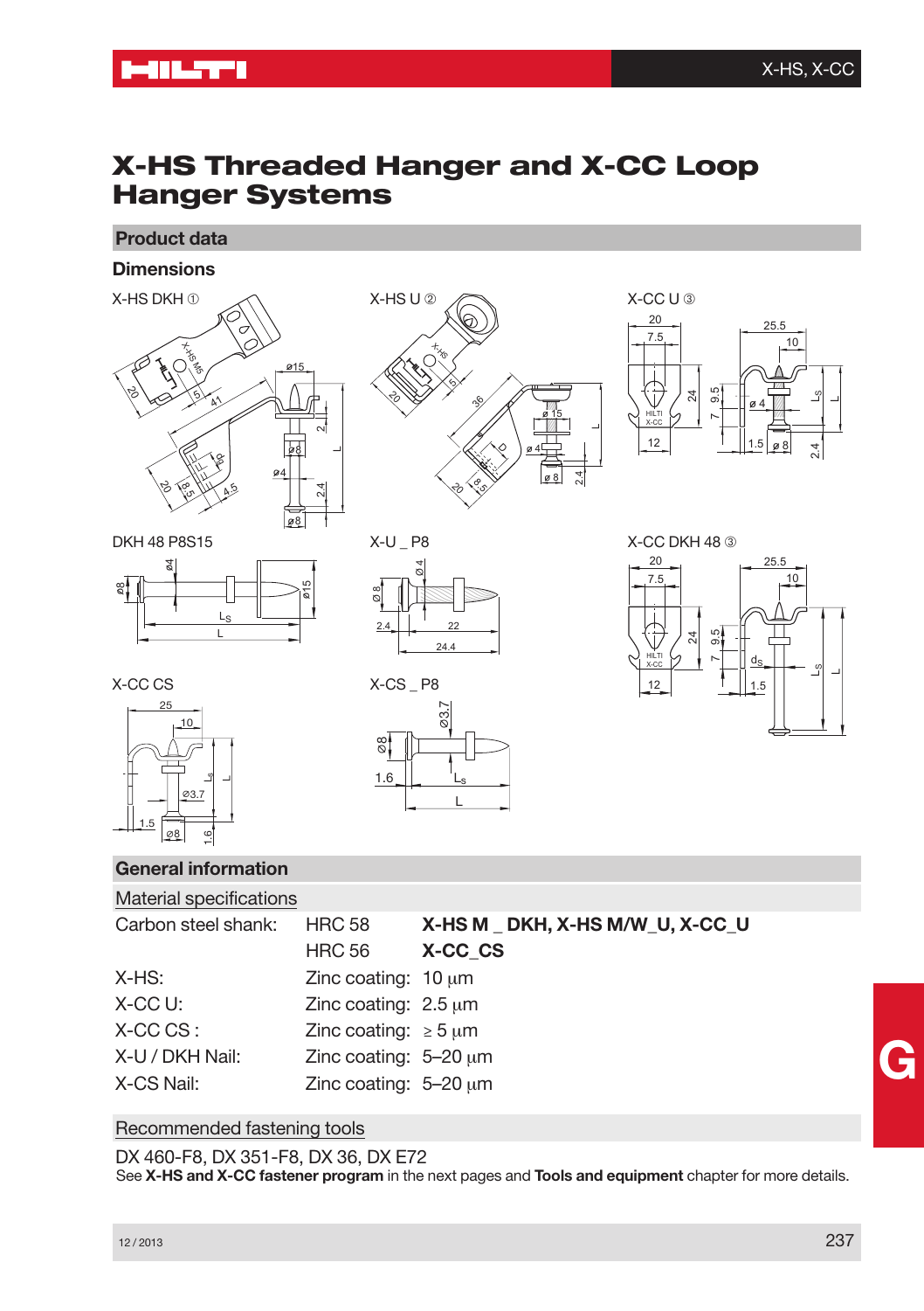# X-HS Threaded Hanger and X-CC Loop Hanger Systems

## Product data

### Dimensions

X-HS DKH ①

X-HS U ②

X-CC U ③

DKH 48 P8S15

X-U _ P8

X-CC DKH 48 ③

X-CC CS

X-CS _ P8

## General information

### Material specifications

| | | |
|---|---|---|
| Carbon steel shank: | HRC 58 | **X-HS M _ DKH, X-HS M/W_U, X-CC_U** |
| | HRC 56 | **X-CC_CS** |
| X-HS: | Zinc coating: | 10 µm |
| X-CC U: | Zinc coating: | 2.5 µm |
| X-CC CS : | Zinc coating: | ≥ 5 µm |
| X-U / DKH Nail: | Zinc coating: | 5–20 µm |
| X-CS Nail: | Zinc coating: | 5–20 µm |

### Recommended fastening tools

DX 460-F8, DX 351-F8, DX 36, DX E72

See **X-HS and X-CC fastener program** in the next pages and **Tools and equipment** chapter for more details.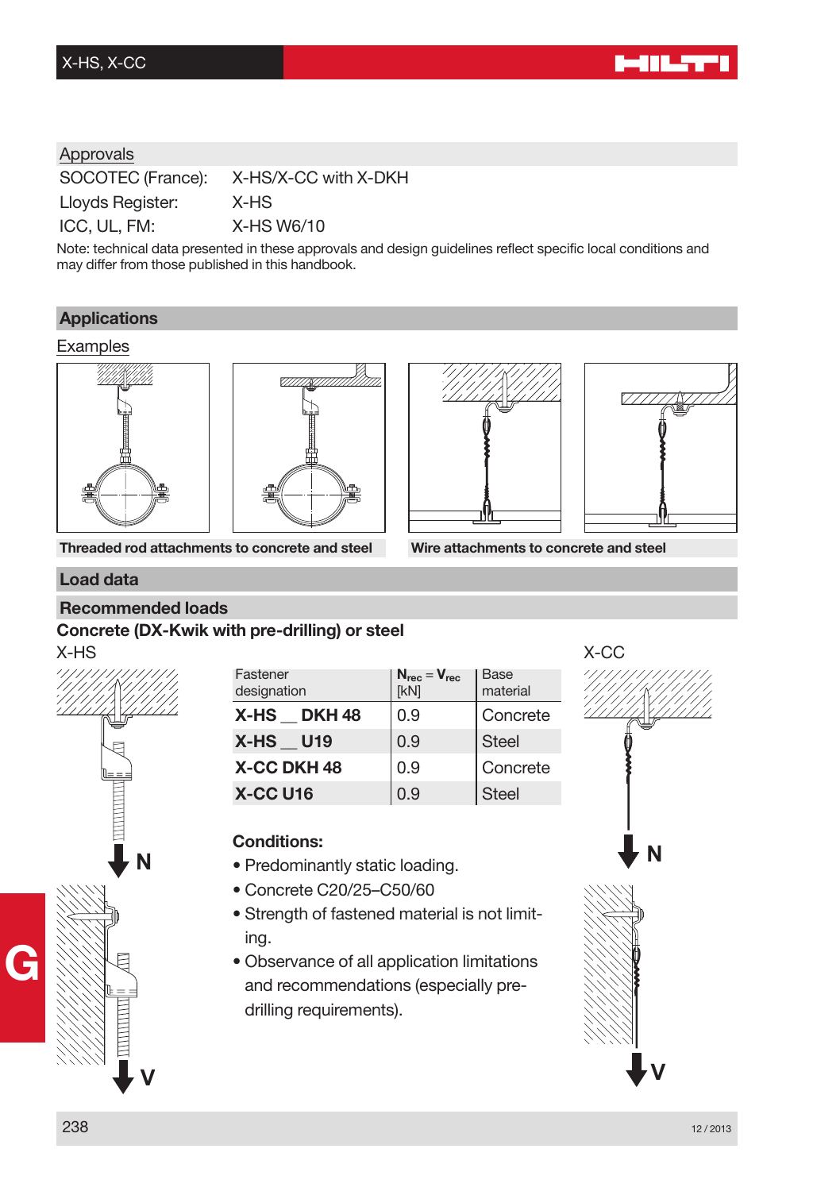## Approvals

SOCOTEC (France): X-HS/X-CC with X-DKH

Lloyds Register: X-HS

ICC, UL, FM: X-HS W6/10

Note: technical data presented in these approvals and design guidelines reflect specific local conditions and may differ from those published in this handbook.

## Applications

### Examples

Threaded rod attachments to concrete and steel

Wire attachments to concrete and steel

## Load data

### Recommended loads

**Concrete (DX-Kwik with pre-drilling) or steel**

X-HS

X-CC

| Fastener designation | $N_{rec} = V_{rec}$ [kN] | Base material |
|---|---|---|
| **X-HS __ DKH 48** | 0.9 | Concrete |
| **X-HS __ U19** | 0.9 | Steel |
| **X-CC DKH 48** | 0.9 | Concrete |
| **X-CC U16** | 0.9 | Steel |

**Conditions:**

- Predominantly static loading.
- Concrete C20/25–C50/60
- Strength of fastened material is not limiting.
- Observance of all application limitations and recommendations (especially pre-drilling requirements).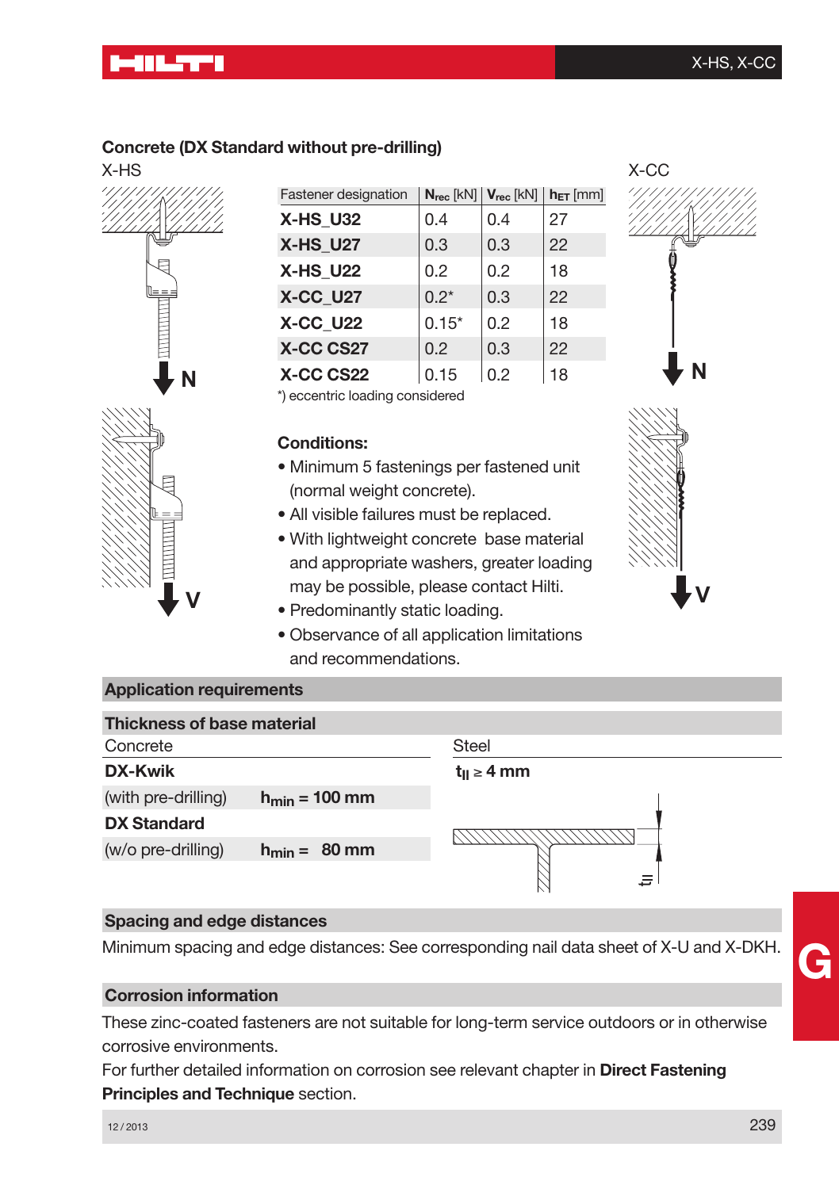## Concrete (DX Standard without pre-drilling)

X-HS

X-CC

| Fastener designation | $N_{rec}$ [kN] | $V_{rec}$ [kN] | $h_{ET}$ [mm] |
|---|---|---|---|
| **X-HS_U32** | 0.4 | 0.4 | 27 |
| **X-HS_U27** | 0.3 | 0.3 | 22 |
| **X-HS_U22** | 0.2 | 0.2 | 18 |
| **X-CC_U27** | 0.2* | 0.3 | 22 |
| **X-CC_U22** | 0.15* | 0.2 | 18 |
| **X-CC CS27** | 0.2 | 0.3 | 22 |
| **X-CC CS22** | 0.15 | 0.2 | 18 |

*) eccentric loading considered

**Conditions:**

- Minimum 5 fastenings per fastened unit (normal weight concrete).
- All visible failures must be replaced.
- With lightweight concrete base material and appropriate washers, greater loading may be possible, please contact Hilti.
- Predominantly static loading.
- Observance of all application limitations and recommendations.

## Application requirements

### Thickness of base material

| Concrete | | Steel |
|---|---|---|
| **DX-Kwik** | | $t_{II} \geq 4$ **mm** |
| (with pre-drilling) | $h_{min}$ **= 100 mm** | |
| **DX Standard** | | |
| (w/o pre-drilling) | $h_{min}$ **= 80 mm** | |

### Spacing and edge distances

Minimum spacing and edge distances: See corresponding nail data sheet of X-U and X-DKH.

### Corrosion information

These zinc-coated fasteners are not suitable for long-term service outdoors or in otherwise corrosive environments.

For further detailed information on corrosion see relevant chapter in **Direct Fastening Principles and Technique** section.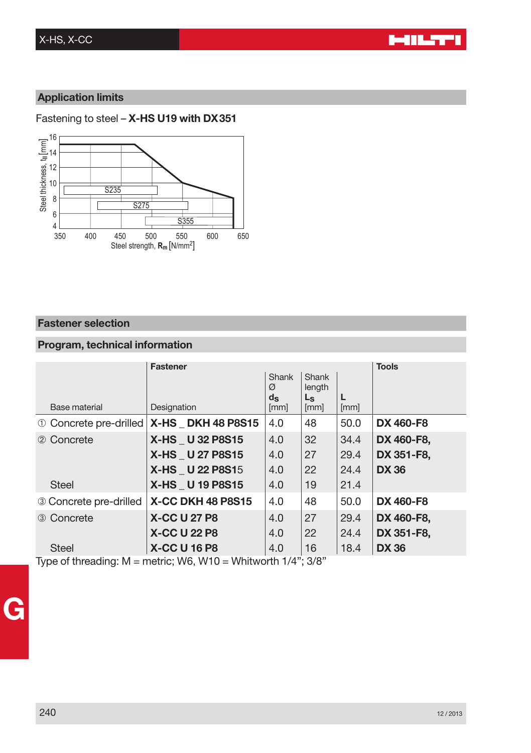## Application limits

Fastening to steel – **X-HS U19 with DX 351**

## Fastener selection

## Program, technical information

| Base material | Fastener Designation | Shank Ø $d_S$ [mm] | Shank length $L_S$ [mm] | L [mm] | Tools |
|---|---|---|---|---|---|
| ① Concrete pre-drilled | **X-HS _ DKH 48 P8S15** | 4.0 | 48 | 50.0 | **DX 460-F8** |
| ② Concrete | **X-HS _ U 32 P8S15** | 4.0 | 32 | 34.4 | **DX 460-F8,** |
| | **X-HS _ U 27 P8S15** | 4.0 | 27 | 29.4 | **DX 351-F8,** |
| | **X-HS _ U 22 P8S15** | 4.0 | 22 | 24.4 | **DX 36** |
| Steel | **X-HS _ U 19 P8S15** | 4.0 | 19 | 21.4 | |
| ③ Concrete pre-drilled | **X-CC DKH 48 P8S15** | 4.0 | 48 | 50.0 | **DX 460-F8** |
| ③ Concrete | **X-CC U 27 P8** | 4.0 | 27 | 29.4 | **DX 460-F8,** |
| | **X-CC U 22 P8** | 4.0 | 22 | 24.4 | **DX 351-F8,** |
| Steel | **X-CC U 16 P8** | 4.0 | 16 | 18.4 | **DX 36** |

Type of threading: M = metric; W6, W10 = Whitworth 1/4"; 3/8"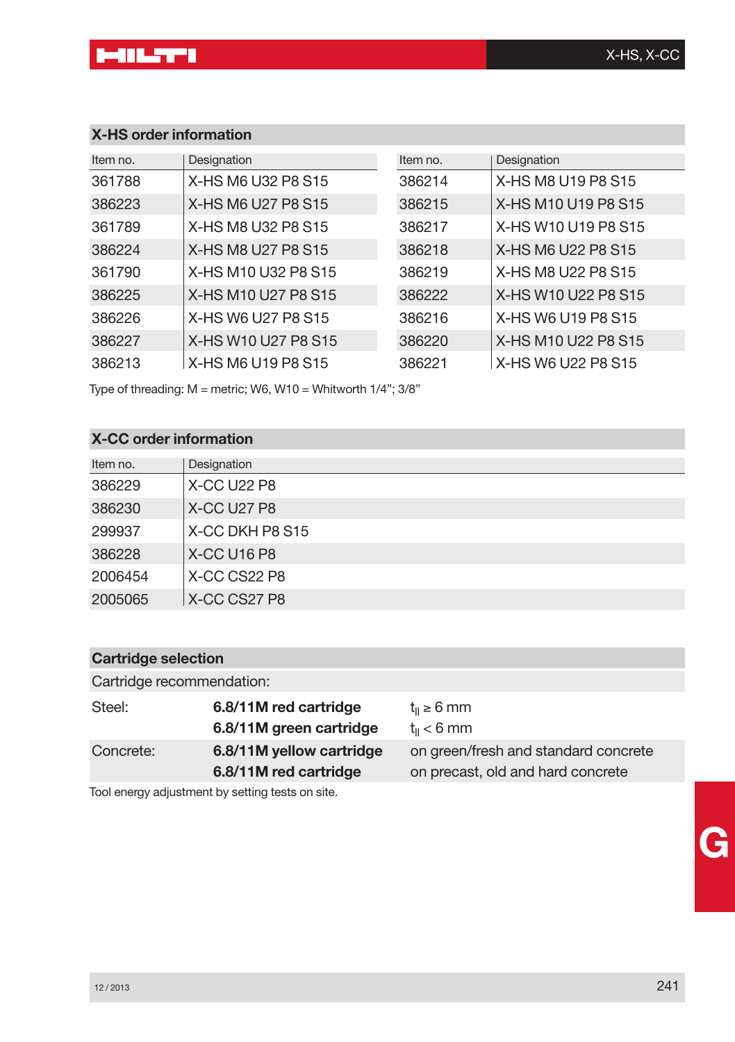## X-HS order information

| Item no. | Designation | Item no. | Designation |
|---|---|---|---|
| 361788 | X-HS M6 U32 P8 S15 | 386214 | X-HS M8 U19 P8 S15 |
| 386223 | X-HS M6 U27 P8 S15 | 386215 | X-HS M10 U19 P8 S15 |
| 361789 | X-HS M8 U32 P8 S15 | 386217 | X-HS W10 U19 P8 S15 |
| 386224 | X-HS M8 U27 P8 S15 | 386218 | X-HS M6 U22 P8 S15 |
| 361790 | X-HS M10 U32 P8 S15 | 386219 | X-HS M8 U22 P8 S15 |
| 386225 | X-HS M10 U27 P8 S15 | 386222 | X-HS W10 U22 P8 S15 |
| 386226 | X-HS W6 U27 P8 S15 | 386216 | X-HS W6 U19 P8 S15 |
| 386227 | X-HS W10 U27 P8 S15 | 386220 | X-HS M10 U22 P8 S15 |
| 386213 | X-HS M6 U19 P8 S15 | 386221 | X-HS W6 U22 P8 S15 |

Type of threading: M = metric; W6, W10 = Whitworth 1/4"; 3/8"

## X-CC order information

| Item no. | Designation |
|---|---|
| 386229 | X-CC U22 P8 |
| 386230 | X-CC U27 P8 |
| 299937 | X-CC DKH P8 S15 |
| 386228 | X-CC U16 P8 |
| 2006454 | X-CC CS22 P8 |
| 2005065 | X-CC CS27 P8 |

## Cartridge selection

Cartridge recommendation:

| | | |
|---|---|---|
| Steel: | **6.8/11M red cartridge** | $t_{II} \geq 6$ mm |
| | **6.8/11M green cartridge** | $t_{II} < 6$ mm |
| Concrete: | **6.8/11M yellow cartridge** | on green/fresh and standard concrete |
| | **6.8/11M red cartridge** | on precast, old and hard concrete |

Tool energy adjustment by setting tests on site.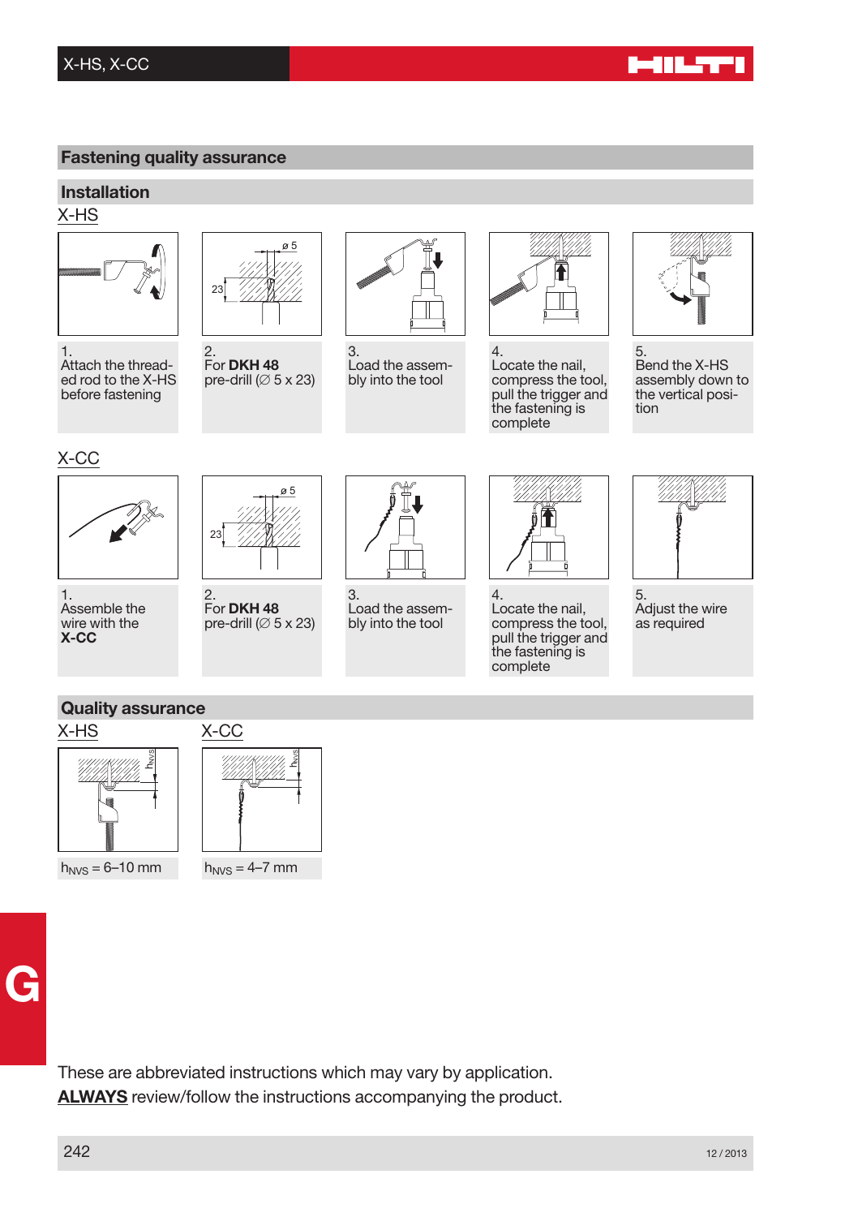## Fastening quality assurance

### Installation

X-HS

1. Attach the threaded rod to the X-HS before fastening
2. For **DKH 48** pre-drill (∅ 5 x 23)
3. Load the assembly into the tool
4. Locate the nail, compress the tool, pull the trigger and the fastening is complete
5. Bend the X-HS assembly down to the vertical position

X-CC

1. Assemble the wire with the **X-CC**
2. For **DKH 48** pre-drill (∅ 5 x 23)
3. Load the assembly into the tool
4. Locate the nail, compress the tool, pull the trigger and the fastening is complete
5. Adjust the wire as required

### Quality assurance

X-HS

$h_{NVS}$ = 6–10 mm

X-CC

$h_{NVS}$ = 4–7 mm

These are abbreviated instructions which may vary by application.
**ALWAYS** review/follow the instructions accompanying the product.